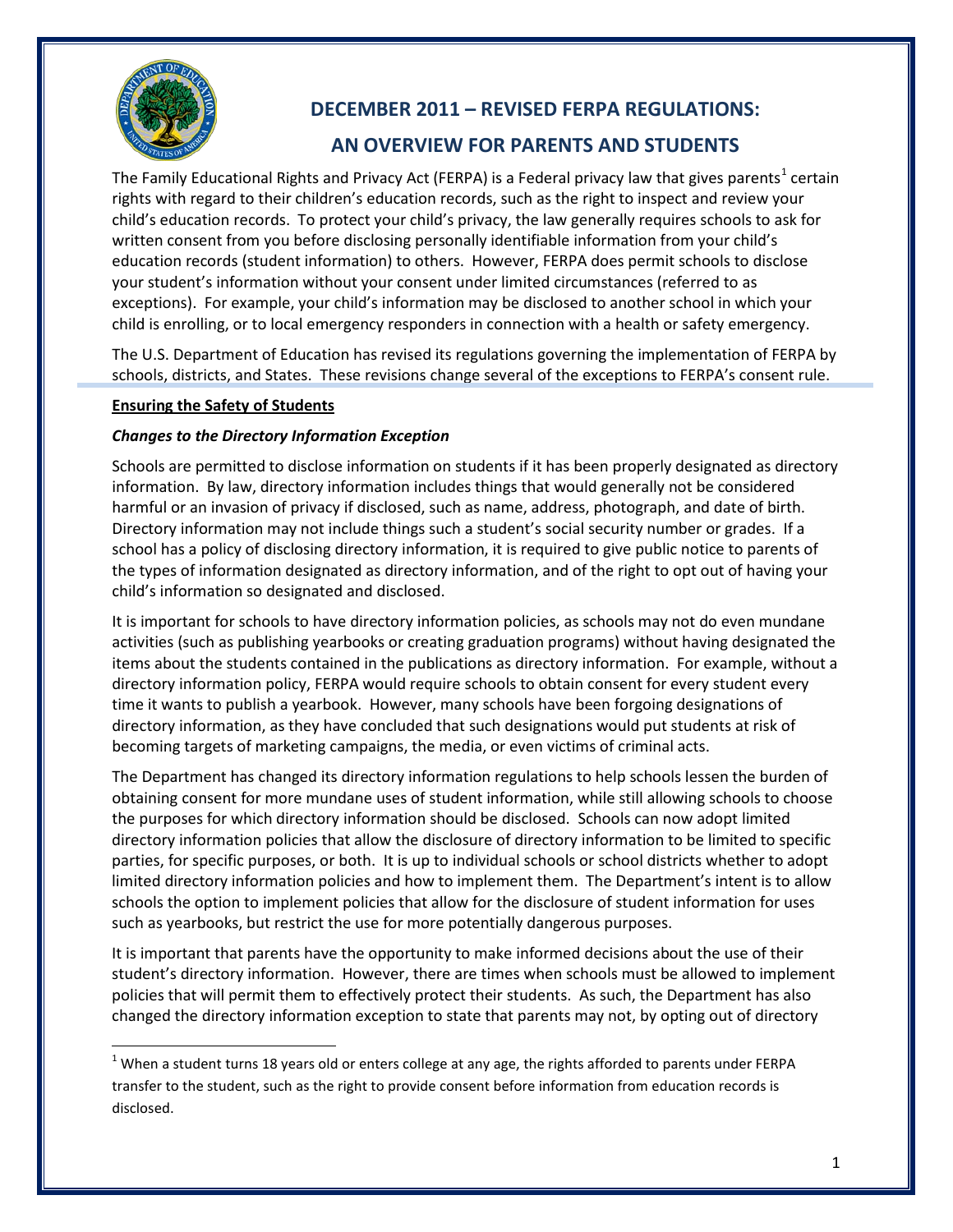# DECEMBER 2011 – REVISED FERPA REGULATIONS: AN OVERVIEW FOR PARENTS AND STUDENTS

The Family Educational Rights and Privacy Act (FERPA) is a Federal privacy law that gives parents[1] certain rights with regard to their children's education records, such as the right to inspect and review your child's education records. To protect your child's privacy, the law generally requires schools to ask for written consent from you before disclosing personally identifiable information from your child's education records (student information) to others. However, FERPA does permit schools to disclose your student's information without your consent under limited circumstances (referred to as exceptions). For example, your child's information may be disclosed to another school in which your child is enrolling, or to local emergency responders in connection with a health or safety emergency.

The U.S. Department of Education has revised its regulations governing the implementation of FERPA by schools, districts, and States. These revisions change several of the exceptions to FERPA's consent rule.

## Ensuring the Safety of Students

### *Changes to the Directory Information Exception*

Schools are permitted to disclose information on students if it has been properly designated as directory information. By law, directory information includes things that would generally not be considered harmful or an invasion of privacy if disclosed, such as name, address, photograph, and date of birth. Directory information may not include things such a student's social security number or grades. If a school has a policy of disclosing directory information, it is required to give public notice to parents of the types of information designated as directory information, and of the right to opt out of having your child's information so designated and disclosed.

It is important for schools to have directory information policies, as schools may not do even mundane activities (such as publishing yearbooks or creating graduation programs) without having designated the items about the students contained in the publications as directory information. For example, without a directory information policy, FERPA would require schools to obtain consent for every student every time it wants to publish a yearbook. However, many schools have been forgoing designations of directory information, as they have concluded that such designations would put students at risk of becoming targets of marketing campaigns, the media, or even victims of criminal acts.

The Department has changed its directory information regulations to help schools lessen the burden of obtaining consent for more mundane uses of student information, while still allowing schools to choose the purposes for which directory information should be disclosed. Schools can now adopt limited directory information policies that allow the disclosure of directory information to be limited to specific parties, for specific purposes, or both. It is up to individual schools or school districts whether to adopt limited directory information policies and how to implement them. The Department's intent is to allow schools the option to implement policies that allow for the disclosure of student information for uses such as yearbooks, but restrict the use for more potentially dangerous purposes.

It is important that parents have the opportunity to make informed decisions about the use of their student's directory information. However, there are times when schools must be allowed to implement policies that will permit them to effectively protect their students. As such, the Department has also changed the directory information exception to state that parents may not, by opting out of directory

[1] When a student turns 18 years old or enters college at any age, the rights afforded to parents under FERPA transfer to the student, such as the right to provide consent before information from education records is disclosed.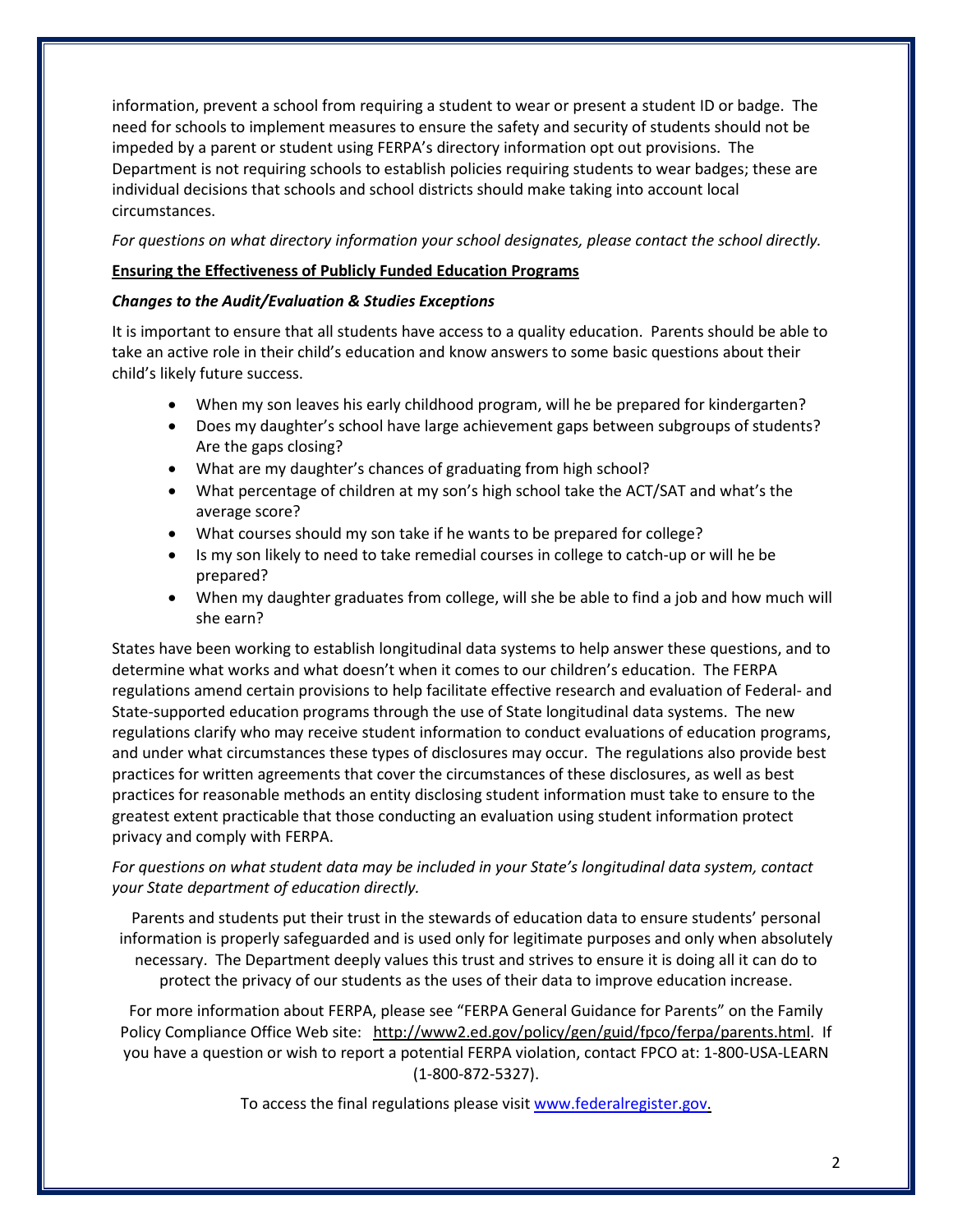information, prevent a school from requiring a student to wear or present a student ID or badge. The need for schools to implement measures to ensure the safety and security of students should not be impeded by a parent or student using FERPA's directory information opt out provisions. The Department is not requiring schools to establish policies requiring students to wear badges; these are individual decisions that schools and school districts should make taking into account local circumstances.

*For questions on what directory information your school designates, please contact the school directly.*

**Ensuring the Effectiveness of Publicly Funded Education Programs**

***Changes to the Audit/Evaluation & Studies Exceptions***

It is important to ensure that all students have access to a quality education. Parents should be able to take an active role in their child's education and know answers to some basic questions about their child's likely future success.

- When my son leaves his early childhood program, will he be prepared for kindergarten?
- Does my daughter's school have large achievement gaps between subgroups of students? Are the gaps closing?
- What are my daughter's chances of graduating from high school?
- What percentage of children at my son's high school take the ACT/SAT and what's the average score?
- What courses should my son take if he wants to be prepared for college?
- Is my son likely to need to take remedial courses in college to catch-up or will he be prepared?
- When my daughter graduates from college, will she be able to find a job and how much will she earn?

States have been working to establish longitudinal data systems to help answer these questions, and to determine what works and what doesn't when it comes to our children's education. The FERPA regulations amend certain provisions to help facilitate effective research and evaluation of Federal- and State-supported education programs through the use of State longitudinal data systems. The new regulations clarify who may receive student information to conduct evaluations of education programs, and under what circumstances these types of disclosures may occur. The regulations also provide best practices for written agreements that cover the circumstances of these disclosures, as well as best practices for reasonable methods an entity disclosing student information must take to ensure to the greatest extent practicable that those conducting an evaluation using student information protect privacy and comply with FERPA.

*For questions on what student data may be included in your State's longitudinal data system, contact your State department of education directly.*

Parents and students put their trust in the stewards of education data to ensure students' personal information is properly safeguarded and is used only for legitimate purposes and only when absolutely necessary. The Department deeply values this trust and strives to ensure it is doing all it can do to protect the privacy of our students as the uses of their data to improve education increase.

For more information about FERPA, please see "FERPA General Guidance for Parents" on the Family Policy Compliance Office Web site: http://www2.ed.gov/policy/gen/guid/fpco/ferpa/parents.html. If you have a question or wish to report a potential FERPA violation, contact FPCO at: 1-800-USA-LEARN (1-800-872-5327).

To access the final regulations please visit www.federalregister.gov.